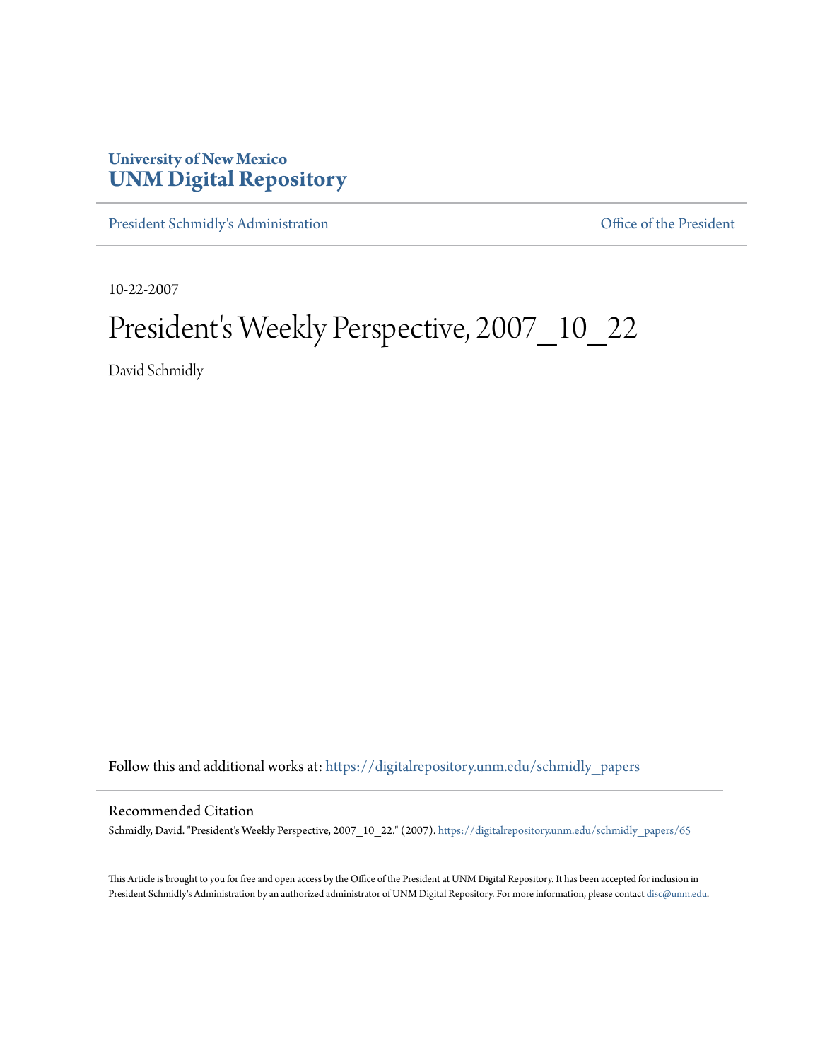University of New Mexico
**UNM Digital Repository**

President Schmidly's Administration | Office of the President

10-22-2007

# President's Weekly Perspective, 2007_10_22

David Schmidly

Follow this and additional works at: https://digitalrepository.unm.edu/schmidly_papers

## Recommended Citation

Schmidly, David. "President's Weekly Perspective, 2007_10_22." (2007). https://digitalrepository.unm.edu/schmidly_papers/65

This Article is brought to you for free and open access by the Office of the President at UNM Digital Repository. It has been accepted for inclusion in President Schmidly's Administration by an authorized administrator of UNM Digital Repository. For more information, please contact disc@unm.edu.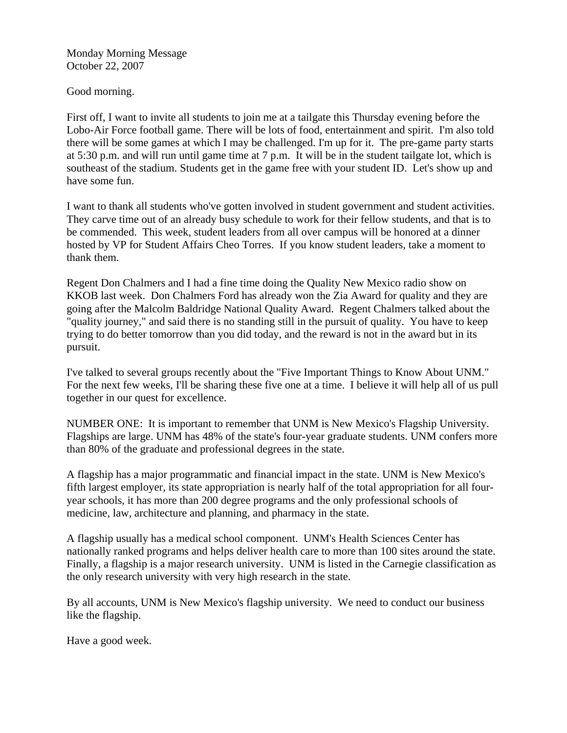Monday Morning Message
October 22, 2007

Good morning.

First off, I want to invite all students to join me at a tailgate this Thursday evening before the Lobo-Air Force football game. There will be lots of food, entertainment and spirit. I'm also told there will be some games at which I may be challenged. I'm up for it. The pre-game party starts at 5:30 p.m. and will run until game time at 7 p.m. It will be in the student tailgate lot, which is southeast of the stadium. Students get in the game free with your student ID. Let's show up and have some fun.

I want to thank all students who've gotten involved in student government and student activities. They carve time out of an already busy schedule to work for their fellow students, and that is to be commended. This week, student leaders from all over campus will be honored at a dinner hosted by VP for Student Affairs Cheo Torres. If you know student leaders, take a moment to thank them.

Regent Don Chalmers and I had a fine time doing the Quality New Mexico radio show on KKOB last week. Don Chalmers Ford has already won the Zia Award for quality and they are going after the Malcolm Baldridge National Quality Award. Regent Chalmers talked about the "quality journey," and said there is no standing still in the pursuit of quality. You have to keep trying to do better tomorrow than you did today, and the reward is not in the award but in its pursuit.

I've talked to several groups recently about the "Five Important Things to Know About UNM." For the next few weeks, I'll be sharing these five one at a time. I believe it will help all of us pull together in our quest for excellence.

NUMBER ONE: It is important to remember that UNM is New Mexico's Flagship University. Flagships are large. UNM has 48% of the state's four-year graduate students. UNM confers more than 80% of the graduate and professional degrees in the state.

A flagship has a major programmatic and financial impact in the state. UNM is New Mexico's fifth largest employer, its state appropriation is nearly half of the total appropriation for all four-year schools, it has more than 200 degree programs and the only professional schools of medicine, law, architecture and planning, and pharmacy in the state.

A flagship usually has a medical school component. UNM's Health Sciences Center has nationally ranked programs and helps deliver health care to more than 100 sites around the state. Finally, a flagship is a major research university. UNM is listed in the Carnegie classification as the only research university with very high research in the state.

By all accounts, UNM is New Mexico's flagship university. We need to conduct our business like the flagship.

Have a good week.